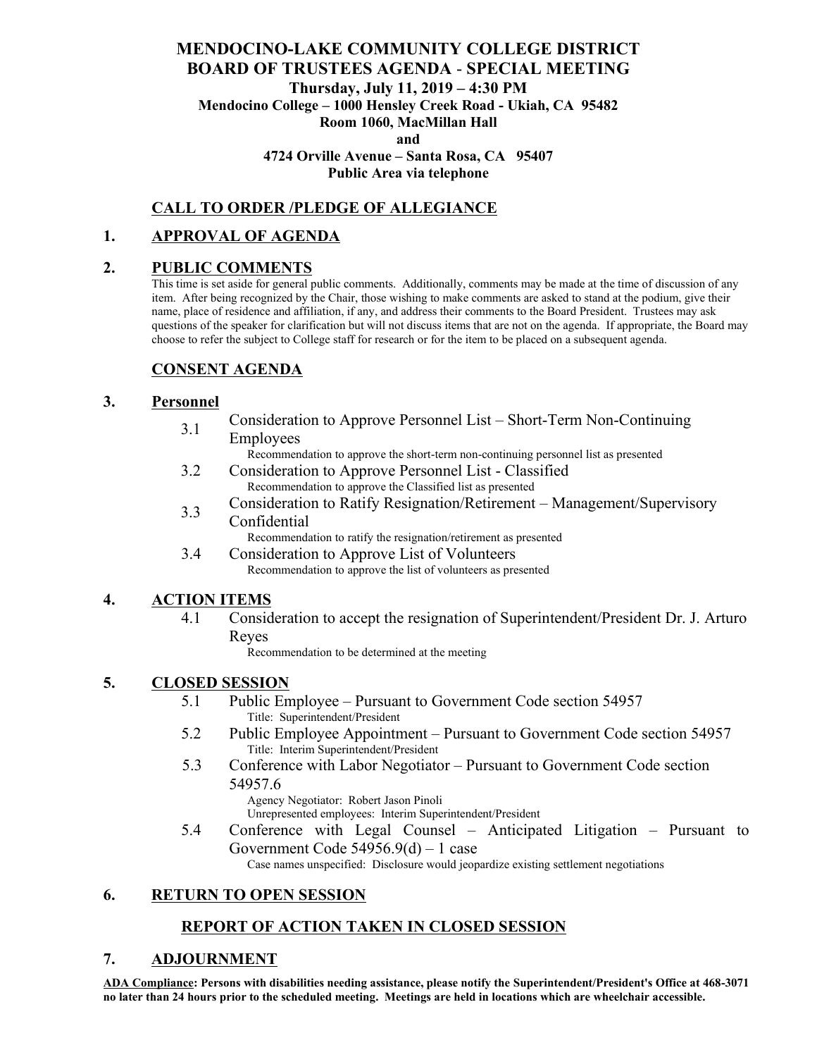# MENDOCINO-LAKE COMMUNITY COLLEGE DISTRICT
# BOARD OF TRUSTEES AGENDA - SPECIAL MEETING

**Thursday, July 11, 2019 – 4:30 PM**
**Mendocino College – 1000 Hensley Creek Road - Ukiah, CA 95482**
**Room 1060, MacMillan Hall**
**and**
**4724 Orville Avenue – Santa Rosa, CA 95407**
**Public Area via telephone**

## CALL TO ORDER /PLEDGE OF ALLEGIANCE

## 1. APPROVAL OF AGENDA

## 2. PUBLIC COMMENTS

This time is set aside for general public comments. Additionally, comments may be made at the time of discussion of any item. After being recognized by the Chair, those wishing to make comments are asked to stand at the podium, give their name, place of residence and affiliation, if any, and address their comments to the Board President. Trustees may ask questions of the speaker for clarification but will not discuss items that are not on the agenda. If appropriate, the Board may choose to refer the subject to College staff for research or for the item to be placed on a subsequent agenda.

## CONSENT AGENDA

## 3. Personnel

3.1 Consideration to Approve Personnel List – Short-Term Non-Continuing Employees
   Recommendation to approve the short-term non-continuing personnel list as presented

3.2 Consideration to Approve Personnel List - Classified
   Recommendation to approve the Classified list as presented

3.3 Consideration to Ratify Resignation/Retirement – Management/Supervisory Confidential
   Recommendation to ratify the resignation/retirement as presented

3.4 Consideration to Approve List of Volunteers
   Recommendation to approve the list of volunteers as presented

## 4. ACTION ITEMS

4.1 Consideration to accept the resignation of Superintendent/President Dr. J. Arturo Reyes
   Recommendation to be determined at the meeting

## 5. CLOSED SESSION

5.1 Public Employee – Pursuant to Government Code section 54957
   Title: Superintendent/President

5.2 Public Employee Appointment – Pursuant to Government Code section 54957
   Title: Interim Superintendent/President

5.3 Conference with Labor Negotiator – Pursuant to Government Code section 54957.6
   Agency Negotiator: Robert Jason Pinoli
   Unrepresented employees: Interim Superintendent/President

5.4 Conference with Legal Counsel – Anticipated Litigation – Pursuant to Government Code 54956.9(d) – 1 case
   Case names unspecified: Disclosure would jeopardize existing settlement negotiations

## 6. RETURN TO OPEN SESSION

## REPORT OF ACTION TAKEN IN CLOSED SESSION

## 7. ADJOURNMENT

**ADA Compliance: Persons with disabilities needing assistance, please notify the Superintendent/President's Office at 468-3071 no later than 24 hours prior to the scheduled meeting. Meetings are held in locations which are wheelchair accessible.**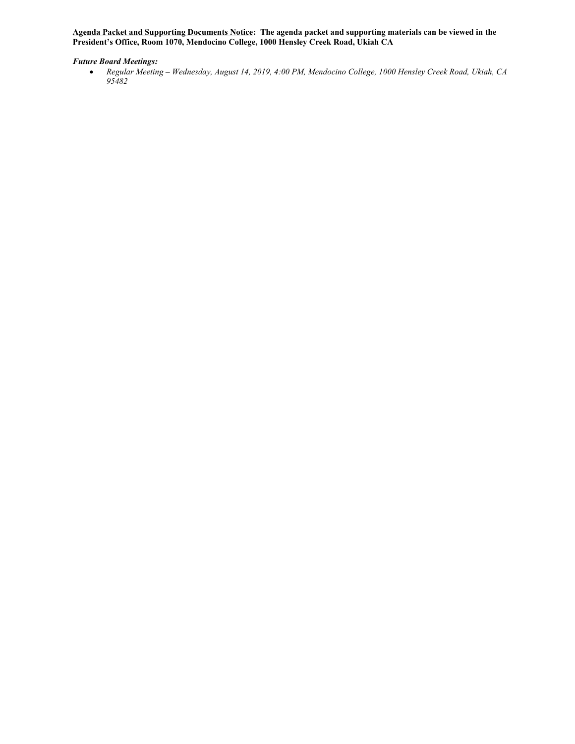**<u>Agenda Packet and Supporting Documents Notice</u>: The agenda packet and supporting materials can be viewed in the President's Office, Room 1070, Mendocino College, 1000 Hensley Creek Road, Ukiah CA**

***Future Board Meetings:***

- *Regular Meeting – Wednesday, August 14, 2019, 4:00 PM, Mendocino College, 1000 Hensley Creek Road, Ukiah, CA 95482*